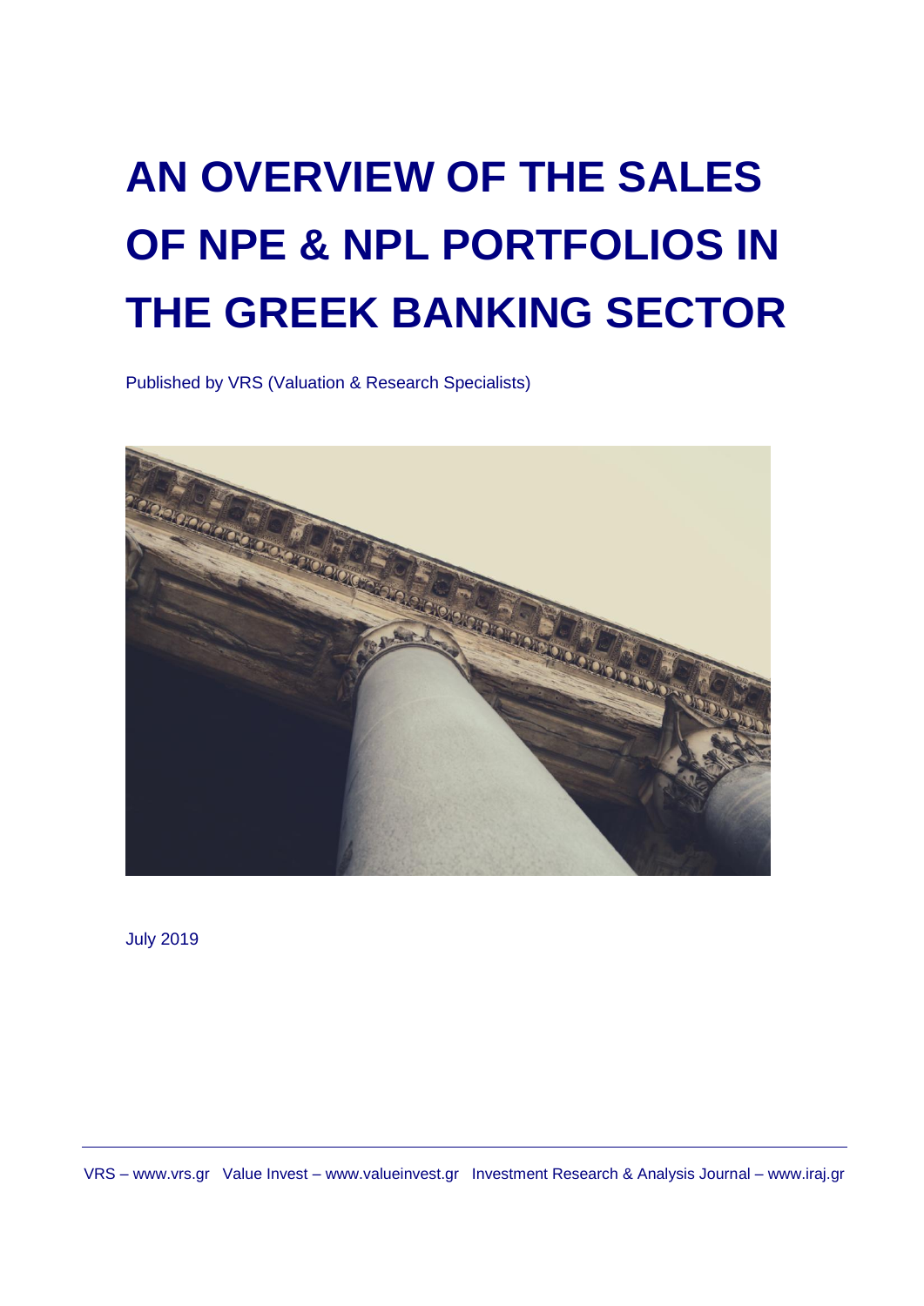# AN OVERVIEW OF THE SALES OF NPE & NPL PORTFOLIOS IN THE GREEK BANKING SECTOR

Published by VRS (Valuation & Research Specialists)

July 2019

VRS – www.vrs.gr Value Invest – www.valueinvest.gr Investment Research & Analysis Journal – www.iraj.gr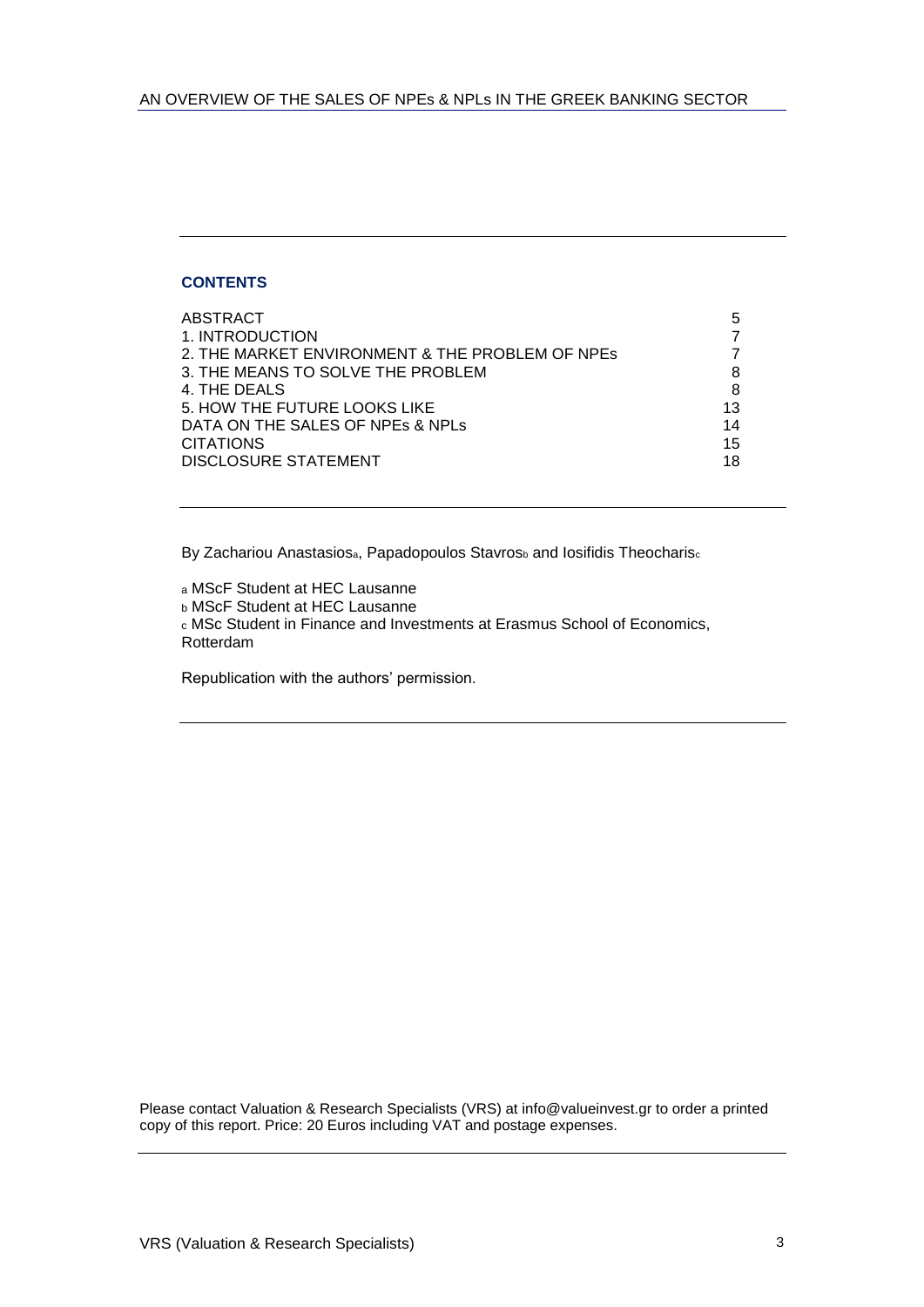## CONTENTS

| | |
|---|---|
| ABSTRACT | 5 |
| 1. INTRODUCTION | 7 |
| 2. THE MARKET ENVIRONMENT & THE PROBLEM OF NPEs | 7 |
| 3. THE MEANS TO SOLVE THE PROBLEM | 8 |
| 4. THE DEALS | 8 |
| 5. HOW THE FUTURE LOOKS LIKE | 13 |
| DATA ON THE SALES OF NPEs & NPLs | 14 |
| CITATIONS | 15 |
| DISCLOSURE STATEMENT | 18 |

By Zachariou Anastasios[a], Papadopoulos Stavros[b] and Iosifidis Theocharis[c]

[a] MScF Student at HEC Lausanne
[b] MScF Student at HEC Lausanne
[c] MSc Student in Finance and Investments at Erasmus School of Economics, Rotterdam

Republication with the authors' permission.

Please contact Valuation & Research Specialists (VRS) at info@valueinvest.gr to order a printed copy of this report. Price: 20 Euros including VAT and postage expenses.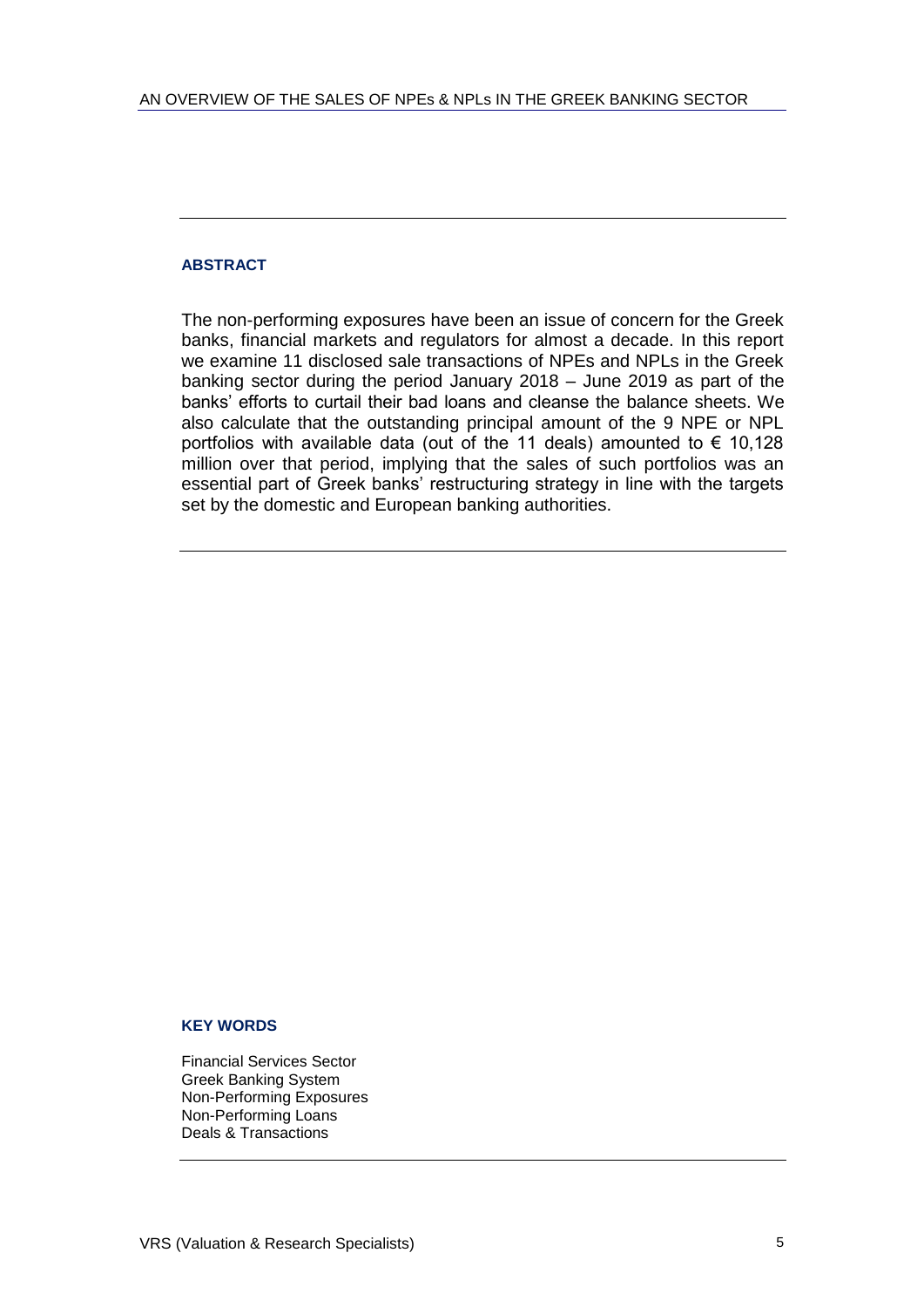## ABSTRACT

The non-performing exposures have been an issue of concern for the Greek banks, financial markets and regulators for almost a decade. In this report we examine 11 disclosed sale transactions of NPEs and NPLs in the Greek banking sector during the period January 2018 – June 2019 as part of the banks' efforts to curtail their bad loans and cleanse the balance sheets. We also calculate that the outstanding principal amount of the 9 NPE or NPL portfolios with available data (out of the 11 deals) amounted to € 10,128 million over that period, implying that the sales of such portfolios was an essential part of Greek banks' restructuring strategy in line with the targets set by the domestic and European banking authorities.

## KEY WORDS

Financial Services Sector
Greek Banking System
Non-Performing Exposures
Non-Performing Loans
Deals & Transactions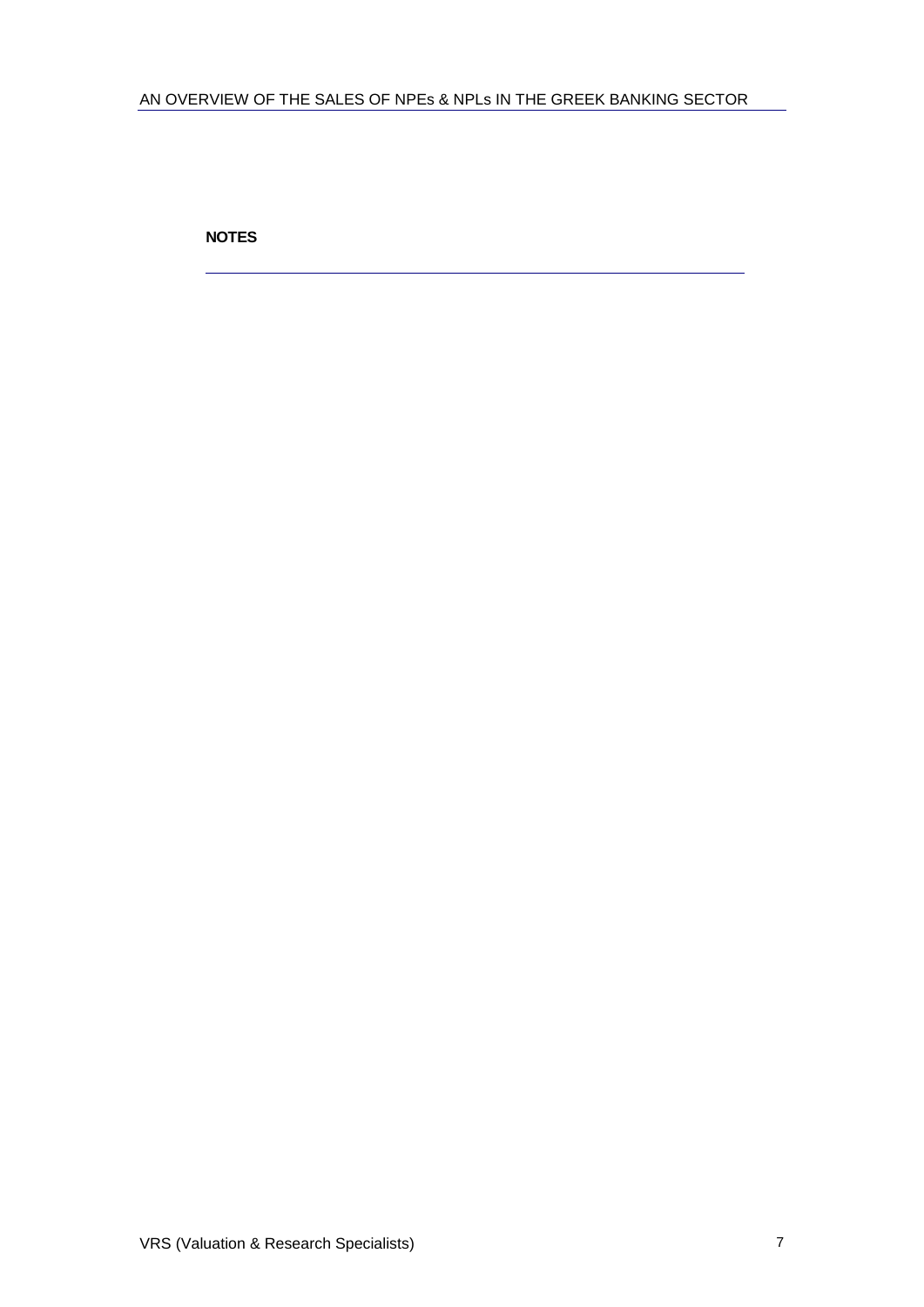**NOTES**

---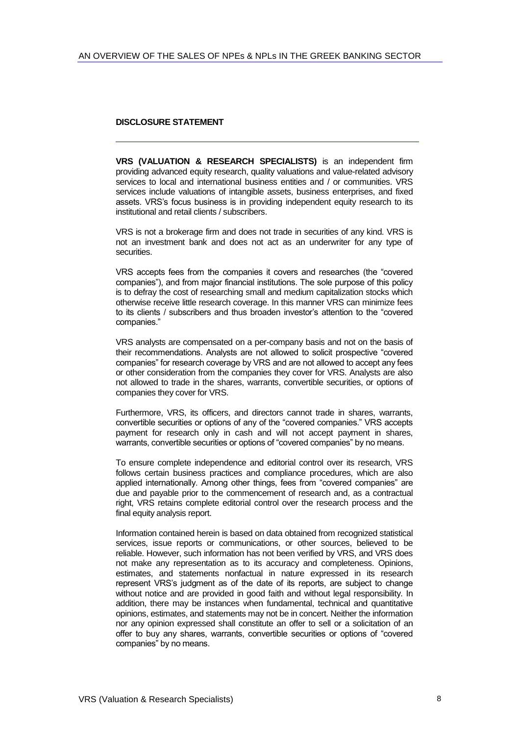## DISCLOSURE STATEMENT

**VRS (VALUATION & RESEARCH SPECIALISTS)** is an independent firm providing advanced equity research, quality valuations and value-related advisory services to local and international business entities and / or communities. VRS services include valuations of intangible assets, business enterprises, and fixed assets. VRS's focus business is in providing independent equity research to its institutional and retail clients / subscribers.

VRS is not a brokerage firm and does not trade in securities of any kind. VRS is not an investment bank and does not act as an underwriter for any type of securities.

VRS accepts fees from the companies it covers and researches (the "covered companies"), and from major financial institutions. The sole purpose of this policy is to defray the cost of researching small and medium capitalization stocks which otherwise receive little research coverage. In this manner VRS can minimize fees to its clients / subscribers and thus broaden investor's attention to the "covered companies."

VRS analysts are compensated on a per-company basis and not on the basis of their recommendations. Analysts are not allowed to solicit prospective "covered companies" for research coverage by VRS and are not allowed to accept any fees or other consideration from the companies they cover for VRS. Analysts are also not allowed to trade in the shares, warrants, convertible securities, or options of companies they cover for VRS.

Furthermore, VRS, its officers, and directors cannot trade in shares, warrants, convertible securities or options of any of the "covered companies." VRS accepts payment for research only in cash and will not accept payment in shares, warrants, convertible securities or options of "covered companies" by no means.

To ensure complete independence and editorial control over its research, VRS follows certain business practices and compliance procedures, which are also applied internationally. Among other things, fees from "covered companies" are due and payable prior to the commencement of research and, as a contractual right, VRS retains complete editorial control over the research process and the final equity analysis report.

Information contained herein is based on data obtained from recognized statistical services, issue reports or communications, or other sources, believed to be reliable. However, such information has not been verified by VRS, and VRS does not make any representation as to its accuracy and completeness. Opinions, estimates, and statements nonfactual in nature expressed in its research represent VRS's judgment as of the date of its reports, are subject to change without notice and are provided in good faith and without legal responsibility. In addition, there may be instances when fundamental, technical and quantitative opinions, estimates, and statements may not be in concert. Neither the information nor any opinion expressed shall constitute an offer to sell or a solicitation of an offer to buy any shares, warrants, convertible securities or options of "covered companies" by no means.